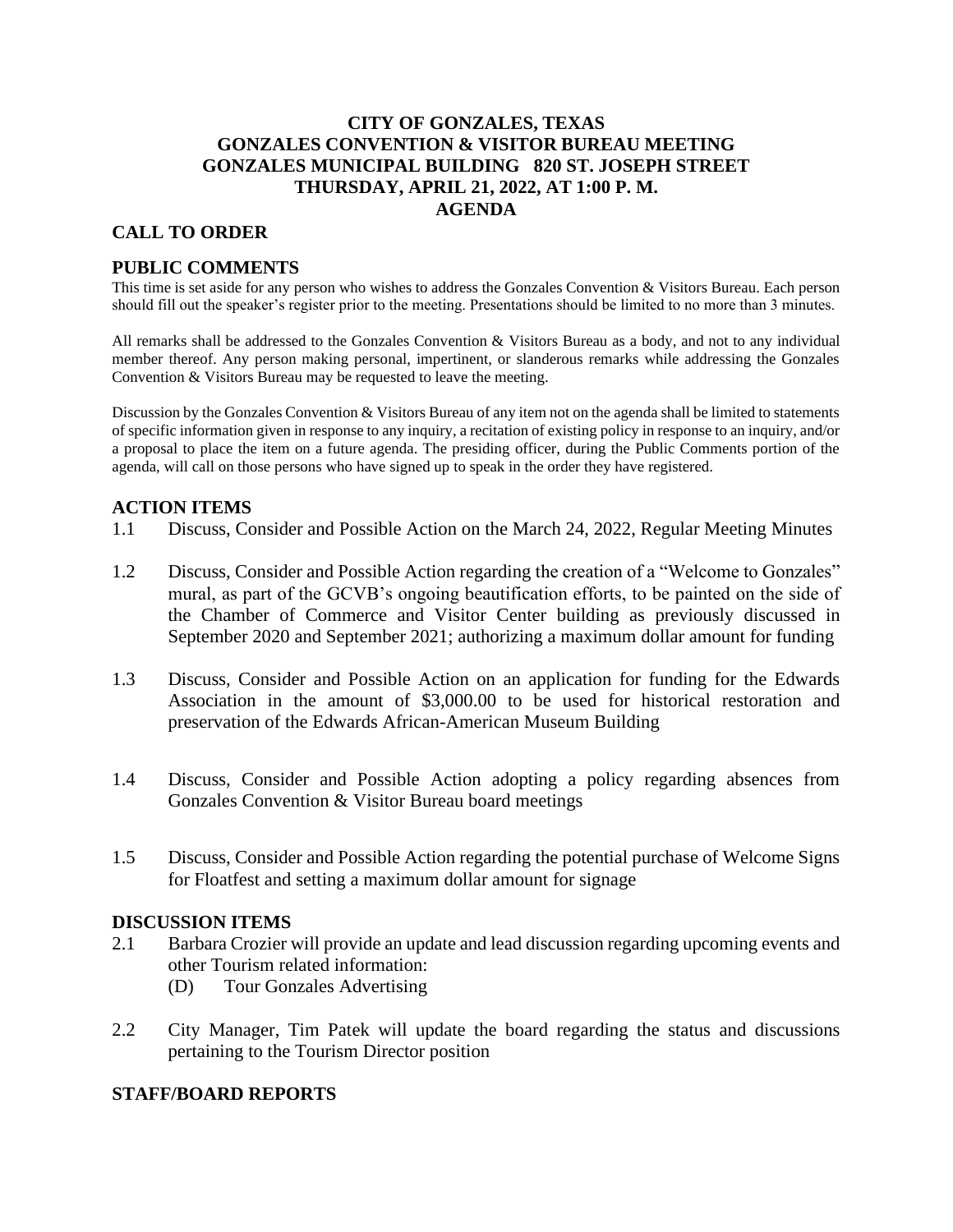# CITY OF GONZALES, TEXAS
# GONZALES CONVENTION & VISITOR BUREAU MEETING
# GONZALES MUNICIPAL BUILDING 820 ST. JOSEPH STREET
# THURSDAY, APRIL 21, 2022, AT 1:00 P. M.
# AGENDA

## CALL TO ORDER

## PUBLIC COMMENTS

This time is set aside for any person who wishes to address the Gonzales Convention & Visitors Bureau. Each person should fill out the speaker's register prior to the meeting. Presentations should be limited to no more than 3 minutes.

All remarks shall be addressed to the Gonzales Convention & Visitors Bureau as a body, and not to any individual member thereof. Any person making personal, impertinent, or slanderous remarks while addressing the Gonzales Convention & Visitors Bureau may be requested to leave the meeting.

Discussion by the Gonzales Convention & Visitors Bureau of any item not on the agenda shall be limited to statements of specific information given in response to any inquiry, a recitation of existing policy in response to an inquiry, and/or a proposal to place the item on a future agenda. The presiding officer, during the Public Comments portion of the agenda, will call on those persons who have signed up to speak in the order they have registered.

## ACTION ITEMS

1.1 Discuss, Consider and Possible Action on the March 24, 2022, Regular Meeting Minutes

1.2 Discuss, Consider and Possible Action regarding the creation of a "Welcome to Gonzales" mural, as part of the GCVB's ongoing beautification efforts, to be painted on the side of the Chamber of Commerce and Visitor Center building as previously discussed in September 2020 and September 2021; authorizing a maximum dollar amount for funding

1.3 Discuss, Consider and Possible Action on an application for funding for the Edwards Association in the amount of $3,000.00 to be used for historical restoration and preservation of the Edwards African-American Museum Building

1.4 Discuss, Consider and Possible Action adopting a policy regarding absences from Gonzales Convention & Visitor Bureau board meetings

1.5 Discuss, Consider and Possible Action regarding the potential purchase of Welcome Signs for Floatfest and setting a maximum dollar amount for signage

## DISCUSSION ITEMS

2.1 Barbara Crozier will provide an update and lead discussion regarding upcoming events and other Tourism related information:

    (D) Tour Gonzales Advertising

2.2 City Manager, Tim Patek will update the board regarding the status and discussions pertaining to the Tourism Director position

## STAFF/BOARD REPORTS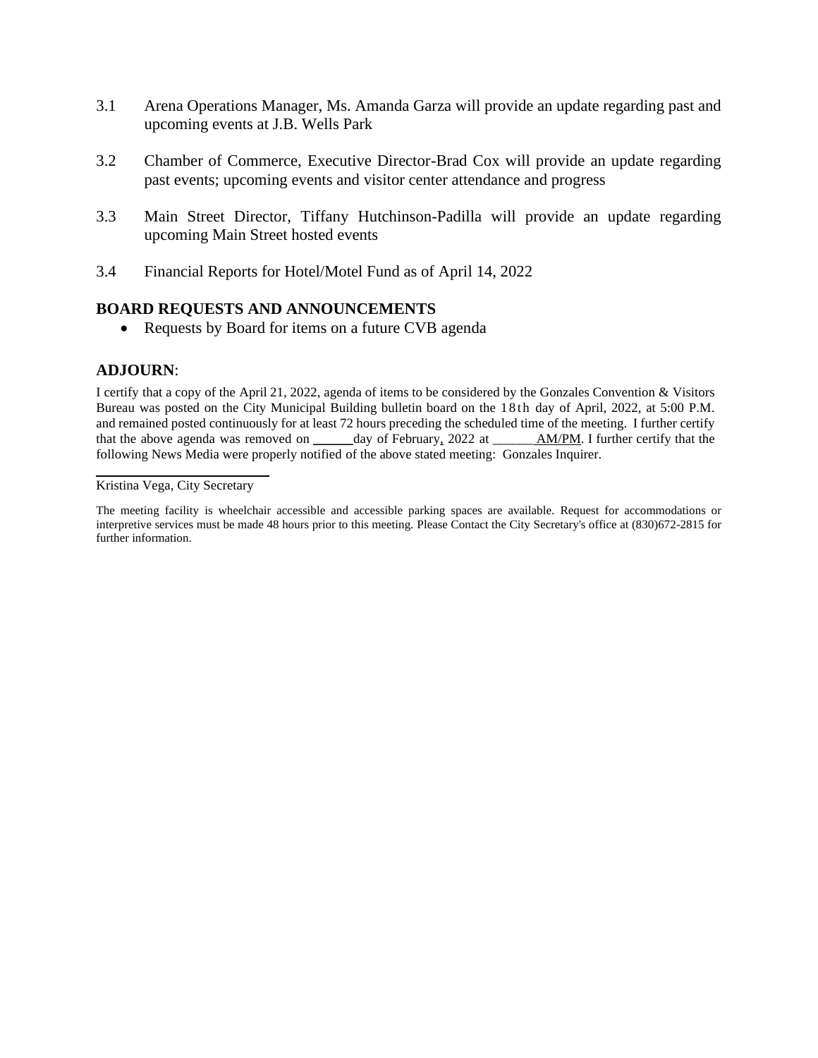3.1 Arena Operations Manager, Ms. Amanda Garza will provide an update regarding past and upcoming events at J.B. Wells Park

3.2 Chamber of Commerce, Executive Director-Brad Cox will provide an update regarding past events; upcoming events and visitor center attendance and progress

3.3 Main Street Director, Tiffany Hutchinson-Padilla will provide an update regarding upcoming Main Street hosted events

3.4 Financial Reports for Hotel/Motel Fund as of April 14, 2022

**BOARD REQUESTS AND ANNOUNCEMENTS**

- Requests by Board for items on a future CVB agenda

**ADJOURN**:

I certify that a copy of the April 21, 2022, agenda of items to be considered by the Gonzales Convention & Visitors Bureau was posted on the City Municipal Building bulletin board on the 18th day of April, 2022, at 5:00 P.M. and remained posted continuously for at least 72 hours preceding the scheduled time of the meeting. I further certify that the above agenda was removed on ______day of February, 2022 at ______ AM/PM. I further certify that the following News Media were properly notified of the above stated meeting: Gonzales Inquirer.

\_\_\_\_\_\_\_\_\_\_\_\_\_\_\_\_\_\_\_\_\_\_\_\_\_\_

Kristina Vega, City Secretary

The meeting facility is wheelchair accessible and accessible parking spaces are available. Request for accommodations or interpretive services must be made 48 hours prior to this meeting. Please Contact the City Secretary's office at (830)672-2815 for further information.